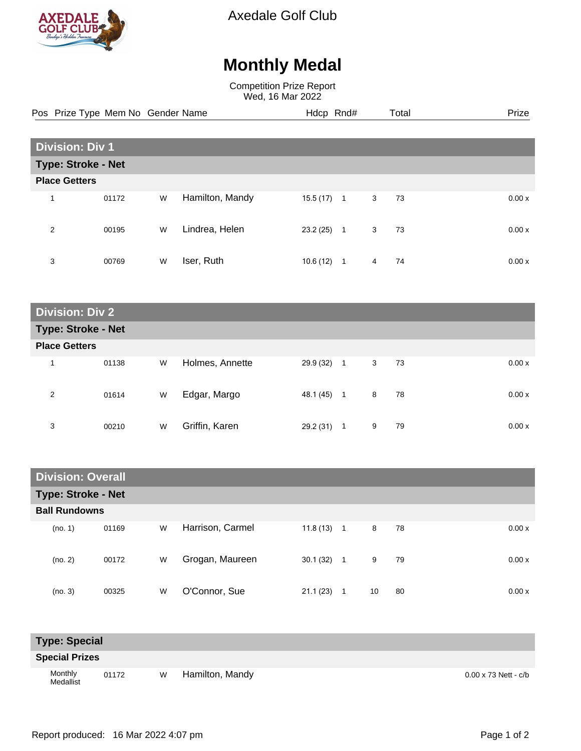# Axedale Golf Club

## Monthly Medal

Competition Prize Report
Wed, 16 Mar 2022

| Pos | Prize Type | Mem No | Gender | Name | Hdcp | Rnd# | | Total | Prize |
|---|---|---|---|---|---|---|---|---|---|
| **Division: Div 1** | | | | | | | | | |
| **Type: Stroke - Net** | | | | | | | | | |
| **Place Getters** | | | | | | | | | |
| 1 | | 01172 | W | Hamilton, Mandy | 15.5 (17) | 1 | 3 | 73 | 0.00 x |
| 2 | | 00195 | W | Lindrea, Helen | 23.2 (25) | 1 | 3 | 73 | 0.00 x |
| 3 | | 00769 | W | Iser, Ruth | 10.6 (12) | 1 | 4 | 74 | 0.00 x |
| **Division: Div 2** | | | | | | | | | |
| **Type: Stroke - Net** | | | | | | | | | |
| **Place Getters** | | | | | | | | | |
| 1 | | 01138 | W | Holmes, Annette | 29.9 (32) | 1 | 3 | 73 | 0.00 x |
| 2 | | 01614 | W | Edgar, Margo | 48.1 (45) | 1 | 8 | 78 | 0.00 x |
| 3 | | 00210 | W | Griffin, Karen | 29.2 (31) | 1 | 9 | 79 | 0.00 x |
| **Division: Overall** | | | | | | | | | |
| **Type: Stroke - Net** | | | | | | | | | |
| **Ball Rundowns** | | | | | | | | | |
| (no. 1) | | 01169 | W | Harrison, Carmel | 11.8 (13) | 1 | 8 | 78 | 0.00 x |
| (no. 2) | | 00172 | W | Grogan, Maureen | 30.1 (32) | 1 | 9 | 79 | 0.00 x |
| (no. 3) | | 00325 | W | O'Connor, Sue | 21.1 (23) | 1 | 10 | 80 | 0.00 x |
| **Type: Special** | | | | | | | | | |
| **Special Prizes** | | | | | | | | | |
| | Monthly Medallist | 01172 | W | Hamilton, Mandy | | | | | 0.00 x 73 Nett - c/b |

Report produced: 16 Mar 2022 4:07 pm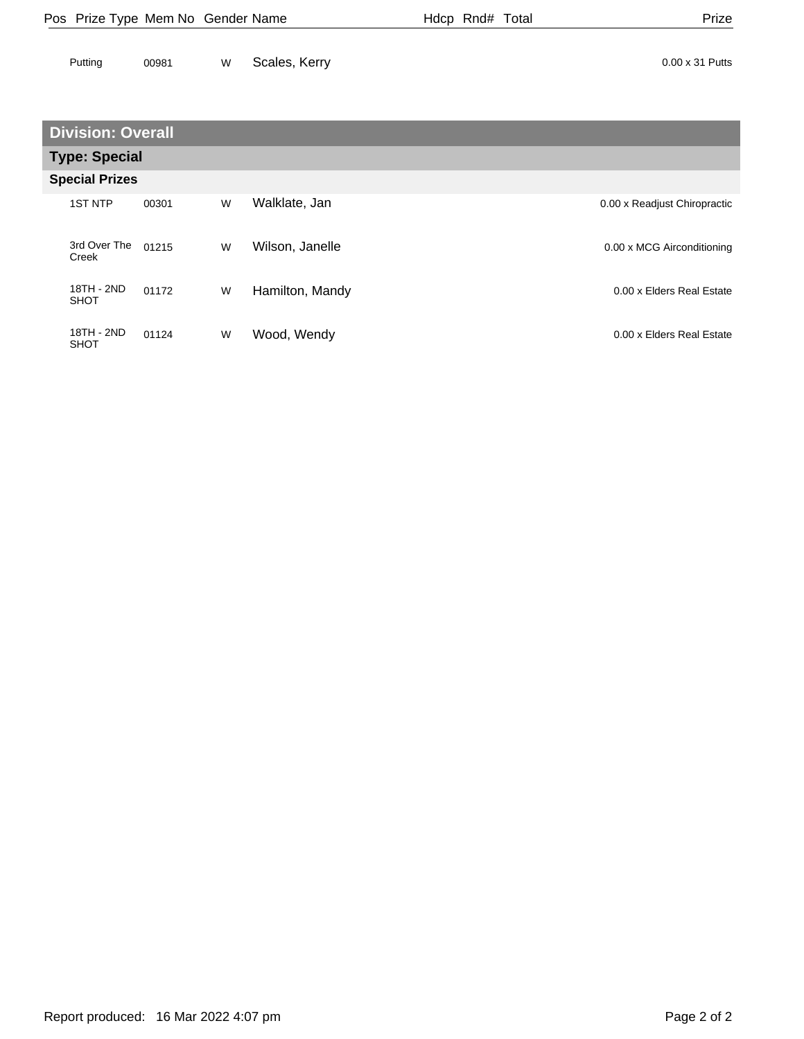| Pos | Prize Type | Mem No | Gender | Name | Hdcp | Rnd# | Total | Prize |
|---|---|---|---|---|---|---|---|---|
| | Putting | 00981 | W | Scales, Kerry | | | | 0.00 x 31 Putts |

## Division: Overall

### Type: Special

#### Special Prizes

| Pos | Prize Type | Mem No | Gender | Name | Hdcp | Rnd# | Total | Prize |
|---|---|---|---|---|---|---|---|---|
| | 1ST NTP | 00301 | W | Walklate, Jan | | | | 0.00 x Readjust Chiropractic |
| | 3rd Over The Creek | 01215 | W | Wilson, Janelle | | | | 0.00 x MCG Airconditioning |
| | 18TH - 2ND SHOT | 01172 | W | Hamilton, Mandy | | | | 0.00 x Elders Real Estate |
| | 18TH - 2ND SHOT | 01124 | W | Wood, Wendy | | | | 0.00 x Elders Real Estate |

Report produced: 16 Mar 2022 4:07 pm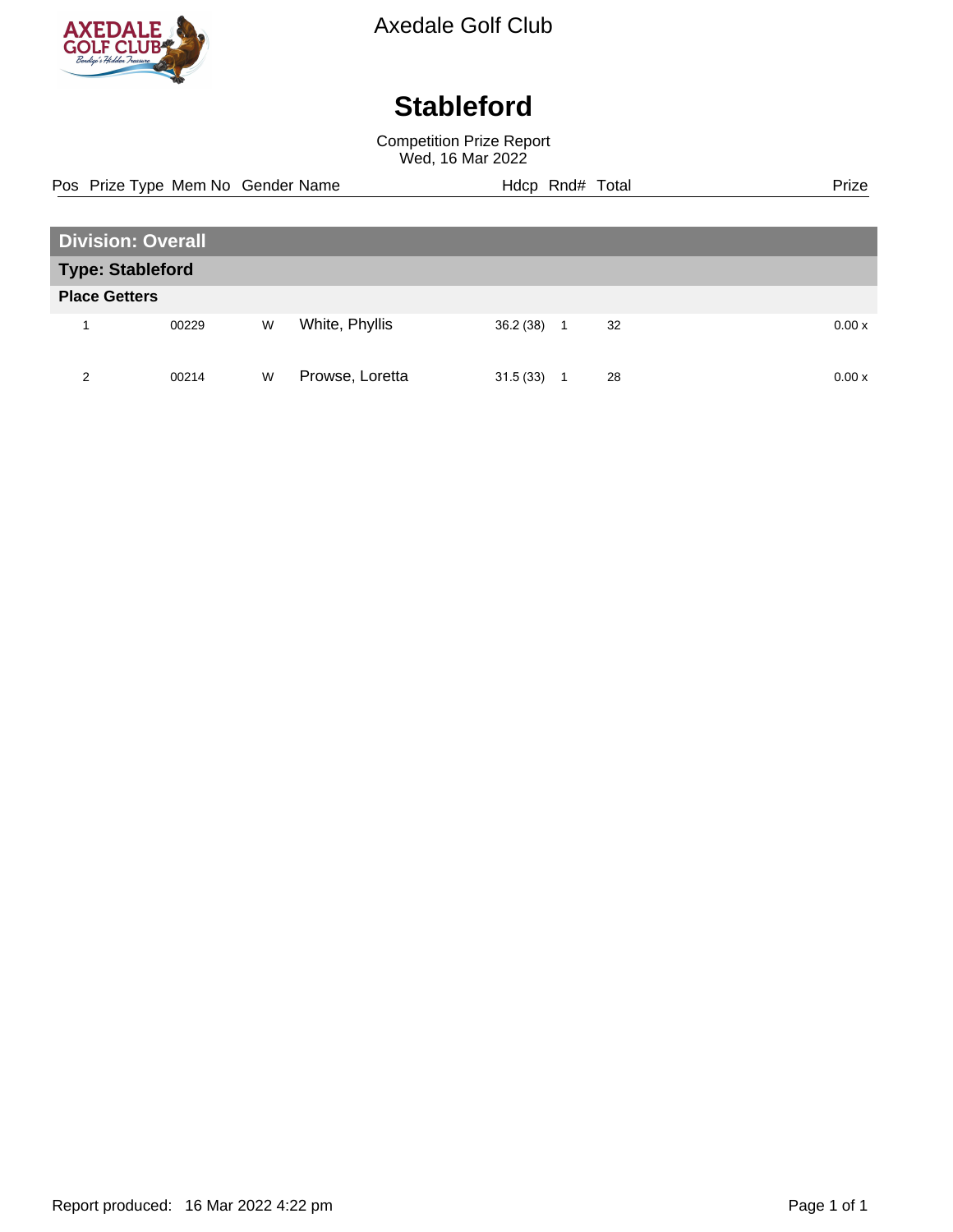Axedale Golf Club

# Stableford

Competition Prize Report
Wed, 16 Mar 2022

## Division: Overall

### Type: Stableford

**Place Getters**

| Pos | Prize Type | Mem No | Gender | Name | Hdcp | Rnd# | Total | Prize |
|---|---|---|---|---|---|---|---|---|
| 1 | | 00229 | W | White, Phyllis | 36.2 (38) | 1 | 32 | 0.00 x |
| 2 | | 00214 | W | Prowse, Loretta | 31.5 (33) | 1 | 28 | 0.00 x |

Report produced: 16 Mar 2022 4:22 pm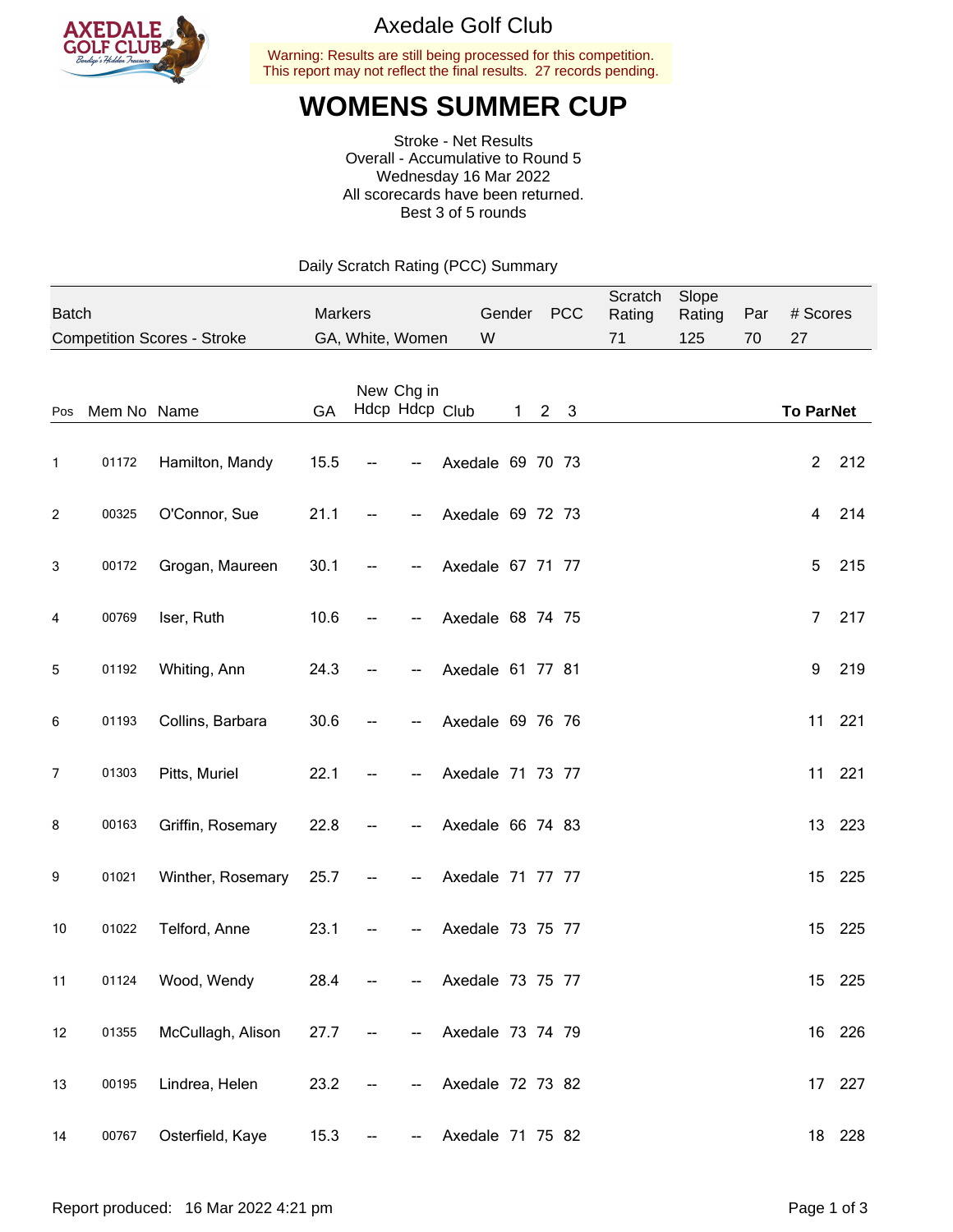Axedale Golf Club

Warning: Results are still being processed for this competition.
This report may not reflect the final results. 27 records pending.

# WOMENS SUMMER CUP

Stroke - Net Results
Overall - Accumulative to Round 5
Wednesday 16 Mar 2022
All scorecards have been returned.
Best 3 of 5 rounds

Daily Scratch Rating (PCC) Summary

| Batch | Markers | Gender | PCC | Scratch Rating | Slope Rating | Par | # Scores |
|---|---|---|---|---|---|---|---|
| Competition Scores - Stroke | GA, White, Women | W | | 71 | 125 | 70 | 27 |

| Pos | Mem No | Name | GA | New Hdcp | Chg in Hdcp | Club | 1 | 2 | 3 | To Par | Net |
|---|---|---|---|---|---|---|---|---|---|---|---|
| 1 | 01172 | Hamilton, Mandy | 15.5 | -- | -- | Axedale | 69 | 70 | 73 | 2 | 212 |
| 2 | 00325 | O'Connor, Sue | 21.1 | -- | -- | Axedale | 69 | 72 | 73 | 4 | 214 |
| 3 | 00172 | Grogan, Maureen | 30.1 | -- | -- | Axedale | 67 | 71 | 77 | 5 | 215 |
| 4 | 00769 | Iser, Ruth | 10.6 | -- | -- | Axedale | 68 | 74 | 75 | 7 | 217 |
| 5 | 01192 | Whiting, Ann | 24.3 | -- | -- | Axedale | 61 | 77 | 81 | 9 | 219 |
| 6 | 01193 | Collins, Barbara | 30.6 | -- | -- | Axedale | 69 | 76 | 76 | 11 | 221 |
| 7 | 01303 | Pitts, Muriel | 22.1 | -- | -- | Axedale | 71 | 73 | 77 | 11 | 221 |
| 8 | 00163 | Griffin, Rosemary | 22.8 | -- | -- | Axedale | 66 | 74 | 83 | 13 | 223 |
| 9 | 01021 | Winther, Rosemary | 25.7 | -- | -- | Axedale | 71 | 77 | 77 | 15 | 225 |
| 10 | 01022 | Telford, Anne | 23.1 | -- | -- | Axedale | 73 | 75 | 77 | 15 | 225 |
| 11 | 01124 | Wood, Wendy | 28.4 | -- | -- | Axedale | 73 | 75 | 77 | 15 | 225 |
| 12 | 01355 | McCullagh, Alison | 27.7 | -- | -- | Axedale | 73 | 74 | 79 | 16 | 226 |
| 13 | 00195 | Lindrea, Helen | 23.2 | -- | -- | Axedale | 72 | 73 | 82 | 17 | 227 |
| 14 | 00767 | Osterfield, Kaye | 15.3 | -- | -- | Axedale | 71 | 75 | 82 | 18 | 228 |

Report produced: 16 Mar 2022 4:21 pm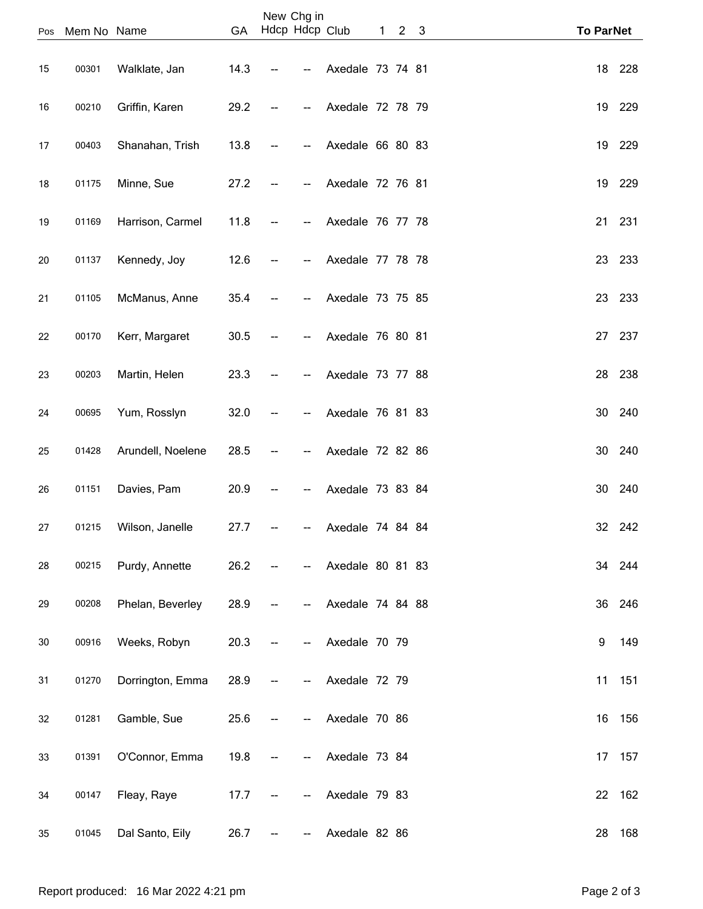| Pos | Mem No | Name | GA | New Hdcp | Chg in Hdcp | Club | 1 | 2 | 3 | To Par | Net |
|---|---|---|---|---|---|---|---|---|---|---|---|
| 15 | 00301 | Walklate, Jan | 14.3 | -- | -- | Axedale | 73 | 74 | 81 | 18 | 228 |
| 16 | 00210 | Griffin, Karen | 29.2 | -- | -- | Axedale | 72 | 78 | 79 | 19 | 229 |
| 17 | 00403 | Shanahan, Trish | 13.8 | -- | -- | Axedale | 66 | 80 | 83 | 19 | 229 |
| 18 | 01175 | Minne, Sue | 27.2 | -- | -- | Axedale | 72 | 76 | 81 | 19 | 229 |
| 19 | 01169 | Harrison, Carmel | 11.8 | -- | -- | Axedale | 76 | 77 | 78 | 21 | 231 |
| 20 | 01137 | Kennedy, Joy | 12.6 | -- | -- | Axedale | 77 | 78 | 78 | 23 | 233 |
| 21 | 01105 | McManus, Anne | 35.4 | -- | -- | Axedale | 73 | 75 | 85 | 23 | 233 |
| 22 | 00170 | Kerr, Margaret | 30.5 | -- | -- | Axedale | 76 | 80 | 81 | 27 | 237 |
| 23 | 00203 | Martin, Helen | 23.3 | -- | -- | Axedale | 73 | 77 | 88 | 28 | 238 |
| 24 | 00695 | Yum, Rosslyn | 32.0 | -- | -- | Axedale | 76 | 81 | 83 | 30 | 240 |
| 25 | 01428 | Arundell, Noelene | 28.5 | -- | -- | Axedale | 72 | 82 | 86 | 30 | 240 |
| 26 | 01151 | Davies, Pam | 20.9 | -- | -- | Axedale | 73 | 83 | 84 | 30 | 240 |
| 27 | 01215 | Wilson, Janelle | 27.7 | -- | -- | Axedale | 74 | 84 | 84 | 32 | 242 |
| 28 | 00215 | Purdy, Annette | 26.2 | -- | -- | Axedale | 80 | 81 | 83 | 34 | 244 |
| 29 | 00208 | Phelan, Beverley | 28.9 | -- | -- | Axedale | 74 | 84 | 88 | 36 | 246 |
| 30 | 00916 | Weeks, Robyn | 20.3 | -- | -- | Axedale | 70 | 79 | | 9 | 149 |
| 31 | 01270 | Dorrington, Emma | 28.9 | -- | -- | Axedale | 72 | 79 | | 11 | 151 |
| 32 | 01281 | Gamble, Sue | 25.6 | -- | -- | Axedale | 70 | 86 | | 16 | 156 |
| 33 | 01391 | O'Connor, Emma | 19.8 | -- | -- | Axedale | 73 | 84 | | 17 | 157 |
| 34 | 00147 | Fleay, Raye | 17.7 | -- | -- | Axedale | 79 | 83 | | 22 | 162 |
| 35 | 01045 | Dal Santo, Eily | 26.7 | -- | -- | Axedale | 82 | 86 | | 28 | 168 |

Report produced: 16 Mar 2022 4:21 pm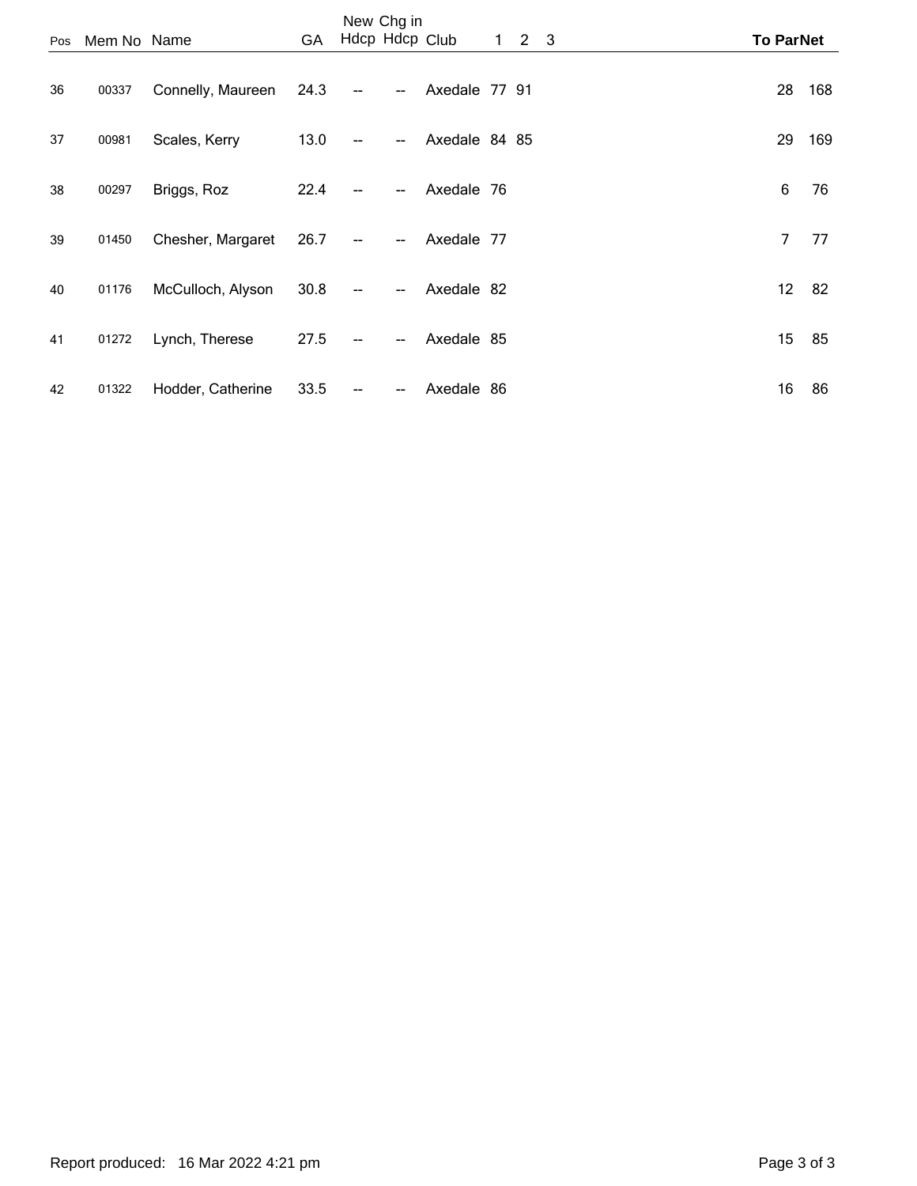| Pos | Mem No | Name | GA | New Hdcp | Chg in Hdcp | Club | 1 | 2 | 3 | To Par | Net |
|---|---|---|---|---|---|---|---|---|---|---|---|
| 36 | 00337 | Connelly, Maureen | 24.3 | -- | -- | Axedale | 77 | 91 | | 28 | 168 |
| 37 | 00981 | Scales, Kerry | 13.0 | -- | -- | Axedale | 84 | 85 | | 29 | 169 |
| 38 | 00297 | Briggs, Roz | 22.4 | -- | -- | Axedale | 76 | | | 6 | 76 |
| 39 | 01450 | Chesher, Margaret | 26.7 | -- | -- | Axedale | 77 | | | 7 | 77 |
| 40 | 01176 | McCulloch, Alyson | 30.8 | -- | -- | Axedale | 82 | | | 12 | 82 |
| 41 | 01272 | Lynch, Therese | 27.5 | -- | -- | Axedale | 85 | | | 15 | 85 |
| 42 | 01322 | Hodder, Catherine | 33.5 | -- | -- | Axedale | 86 | | | 16 | 86 |

Report produced: 16 Mar 2022 4:21 pm